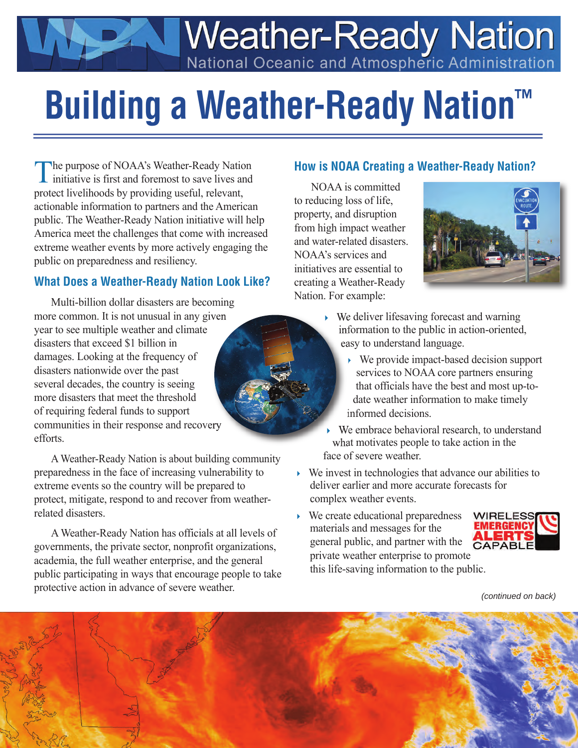# Building a Weather-Ready Nation™

The purpose of NOAA's Weather-Ready Nation initiative is first and foremost to save lives and protect livelihoods by providing useful, relevant, actionable information to partners and the American public. The Weather-Ready Nation initiative will help America meet the challenges that come with increased extreme weather events by more actively engaging the public on preparedness and resiliency.

## What Does a Weather-Ready Nation Look Like?

Multi-billion dollar disasters are becoming more common. It is not unusual in any given year to see multiple weather and climate disasters that exceed $1 billion in damages. Looking at the frequency of disasters nationwide over the past several decades, the country is seeing more disasters that meet the threshold of requiring federal funds to support communities in their response and recovery efforts.

A Weather-Ready Nation is about building community preparedness in the face of increasing vulnerability to extreme events so the country will be prepared to protect, mitigate, respond to and recover from weather-related disasters.

A Weather-Ready Nation has officials at all levels of governments, the private sector, nonprofit organizations, academia, the full weather enterprise, and the general public participating in ways that encourage people to take protective action in advance of severe weather.

## How is NOAA Creating a Weather-Ready Nation?

NOAA is committed to reducing loss of life, property, and disruption from high impact weather and water-related disasters. NOAA's services and initiatives are essential to creating a Weather-Ready Nation. For example:

- We deliver lifesaving forecast and warning information to the public in action-oriented, easy to understand language.
- We provide impact-based decision support services to NOAA core partners ensuring that officials have the best and most up-to-date weather information to make timely informed decisions.
- We embrace behavioral research, to understand what motivates people to take action in the face of severe weather.
- We invest in technologies that advance our abilities to deliver earlier and more accurate forecasts for complex weather events.
- We create educational preparedness materials and messages for the general public, and partner with the private weather enterprise to promote this life-saving information to the public.

*(continued on back)*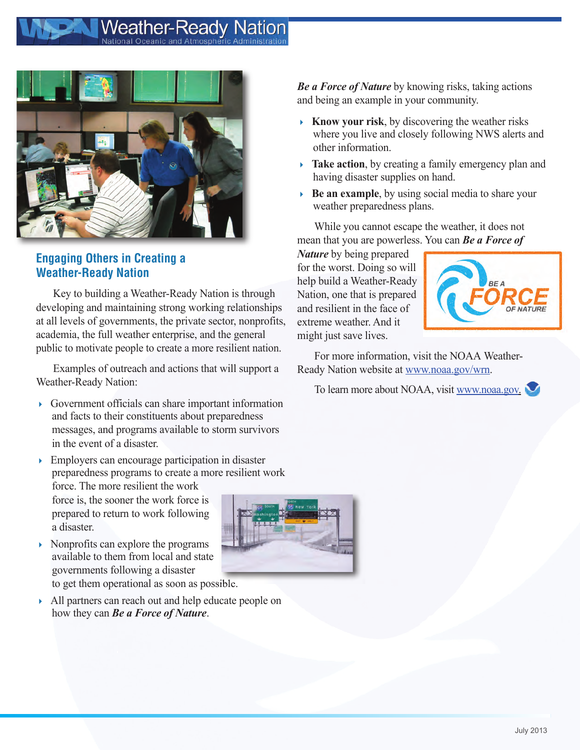## Engaging Others in Creating a Weather-Ready Nation

Key to building a Weather-Ready Nation is through developing and maintaining strong working relationships at all levels of governments, the private sector, nonprofits, academia, the full weather enterprise, and the general public to motivate people to create a more resilient nation.

Examples of outreach and actions that will support a Weather-Ready Nation:

- Government officials can share important information and facts to their constituents about preparedness messages, and programs available to storm survivors in the event of a disaster.
- Employers can encourage participation in disaster preparedness programs to create a more resilient work force. The more resilient the work force is, the sooner the work force is prepared to return to work following a disaster.
- Nonprofits can explore the programs available to them from local and state governments following a disaster to get them operational as soon as possible.
- All partners can reach out and help educate people on how they can ***Be a Force of Nature***.

***Be a Force of Nature*** by knowing risks, taking actions and being an example in your community.

- **Know your risk**, by discovering the weather risks where you live and closely following NWS alerts and other information.
- **Take action**, by creating a family emergency plan and having disaster supplies on hand.
- **Be an example**, by using social media to share your weather preparedness plans.

While you cannot escape the weather, it does not mean that you are powerless. You can ***Be a Force of Nature*** by being prepared for the worst. Doing so will help build a Weather-Ready Nation, one that is prepared and resilient in the face of extreme weather. And it might just save lives.

For more information, visit the NOAA Weather-Ready Nation website at www.noaa.gov/wrn.

To learn more about NOAA, visit www.noaa.gov.

July 2013